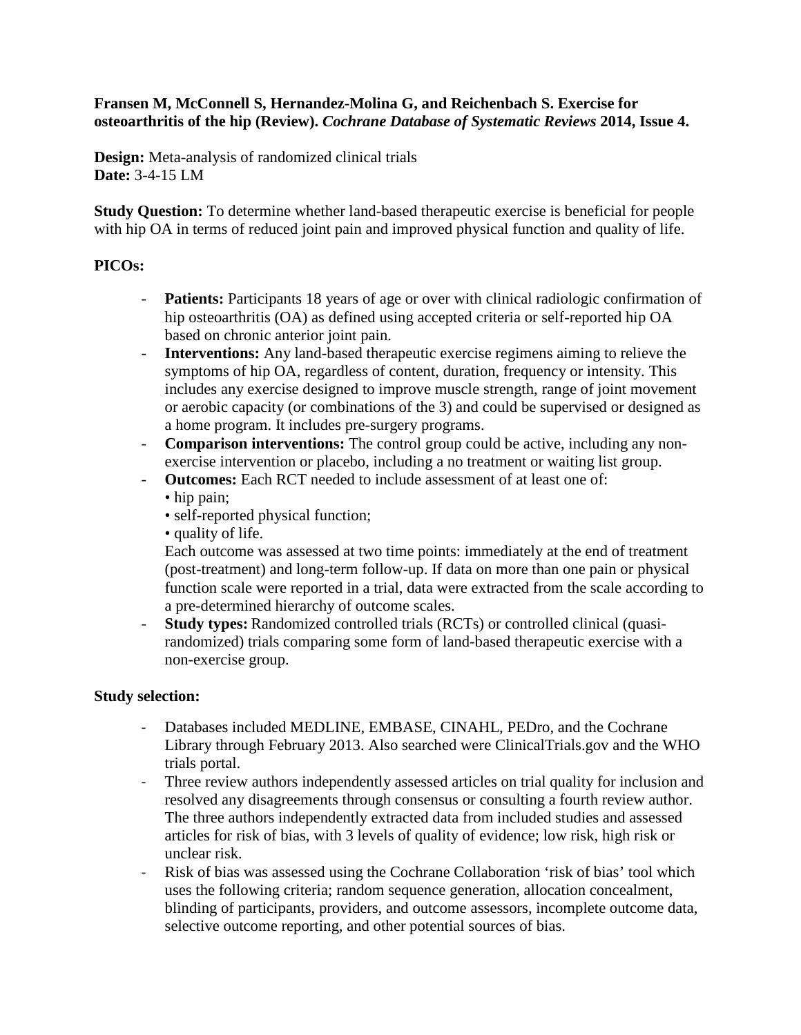**Fransen M, McConnell S, Hernandez-Molina G, and Reichenbach S. Exercise for osteoarthritis of the hip (Review).** ***Cochrane Database of Systematic Reviews*** **2014, Issue 4.**

**Design:** Meta-analysis of randomized clinical trials
**Date:** 3-4-15 LM

**Study Question:** To determine whether land-based therapeutic exercise is beneficial for people with hip OA in terms of reduced joint pain and improved physical function and quality of life.

**PICOs:**

- **Patients:** Participants 18 years of age or over with clinical radiologic confirmation of hip osteoarthritis (OA) as defined using accepted criteria or self-reported hip OA based on chronic anterior joint pain.
- **Interventions:** Any land-based therapeutic exercise regimens aiming to relieve the symptoms of hip OA, regardless of content, duration, frequency or intensity. This includes any exercise designed to improve muscle strength, range of joint movement or aerobic capacity (or combinations of the 3) and could be supervised or designed as a home program. It includes pre-surgery programs.
- **Comparison interventions:** The control group could be active, including any non-exercise intervention or placebo, including a no treatment or waiting list group.
- **Outcomes:** Each RCT needed to include assessment of at least one of:
  - hip pain;
  - self-reported physical function;
  - quality of life.

  Each outcome was assessed at two time points: immediately at the end of treatment (post-treatment) and long-term follow-up. If data on more than one pain or physical function scale were reported in a trial, data were extracted from the scale according to a pre-determined hierarchy of outcome scales.
- **Study types:** Randomized controlled trials (RCTs) or controlled clinical (quasi-randomized) trials comparing some form of land-based therapeutic exercise with a non-exercise group.

**Study selection:**

- Databases included MEDLINE, EMBASE, CINAHL, PEDro, and the Cochrane Library through February 2013. Also searched were ClinicalTrials.gov and the WHO trials portal.
- Three review authors independently assessed articles on trial quality for inclusion and resolved any disagreements through consensus or consulting a fourth review author. The three authors independently extracted data from included studies and assessed articles for risk of bias, with 3 levels of quality of evidence; low risk, high risk or unclear risk.
- Risk of bias was assessed using the Cochrane Collaboration 'risk of bias' tool which uses the following criteria; random sequence generation, allocation concealment, blinding of participants, providers, and outcome assessors, incomplete outcome data, selective outcome reporting, and other potential sources of bias.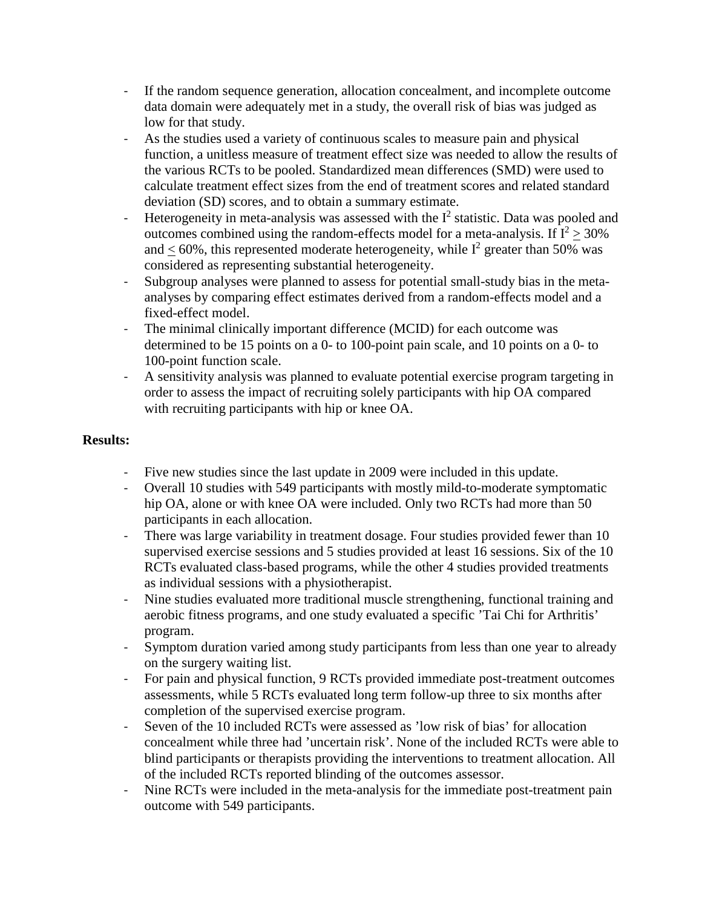- If the random sequence generation, allocation concealment, and incomplete outcome data domain were adequately met in a study, the overall risk of bias was judged as low for that study.
- As the studies used a variety of continuous scales to measure pain and physical function, a unitless measure of treatment effect size was needed to allow the results of the various RCTs to be pooled. Standardized mean differences (SMD) were used to calculate treatment effect sizes from the end of treatment scores and related standard deviation (SD) scores, and to obtain a summary estimate.
- Heterogeneity in meta-analysis was assessed with the $I^2$ statistic. Data was pooled and outcomes combined using the random-effects model for a meta-analysis. If $I^2 \geq 30\%$ and $\leq 60\%$, this represented moderate heterogeneity, while $I^2$ greater than 50% was considered as representing substantial heterogeneity.
- Subgroup analyses were planned to assess for potential small-study bias in the meta-analyses by comparing effect estimates derived from a random-effects model and a fixed-effect model.
- The minimal clinically important difference (MCID) for each outcome was determined to be 15 points on a 0- to 100-point pain scale, and 10 points on a 0- to 100-point function scale.
- A sensitivity analysis was planned to evaluate potential exercise program targeting in order to assess the impact of recruiting solely participants with hip OA compared with recruiting participants with hip or knee OA.

**Results:**

- Five new studies since the last update in 2009 were included in this update.
- Overall 10 studies with 549 participants with mostly mild-to-moderate symptomatic hip OA, alone or with knee OA were included. Only two RCTs had more than 50 participants in each allocation.
- There was large variability in treatment dosage. Four studies provided fewer than 10 supervised exercise sessions and 5 studies provided at least 16 sessions. Six of the 10 RCTs evaluated class-based programs, while the other 4 studies provided treatments as individual sessions with a physiotherapist.
- Nine studies evaluated more traditional muscle strengthening, functional training and aerobic fitness programs, and one study evaluated a specific 'Tai Chi for Arthritis' program.
- Symptom duration varied among study participants from less than one year to already on the surgery waiting list.
- For pain and physical function, 9 RCTs provided immediate post-treatment outcomes assessments, while 5 RCTs evaluated long term follow-up three to six months after completion of the supervised exercise program.
- Seven of the 10 included RCTs were assessed as 'low risk of bias' for allocation concealment while three had 'uncertain risk'. None of the included RCTs were able to blind participants or therapists providing the interventions to treatment allocation. All of the included RCTs reported blinding of the outcomes assessor.
- Nine RCTs were included in the meta-analysis for the immediate post-treatment pain outcome with 549 participants.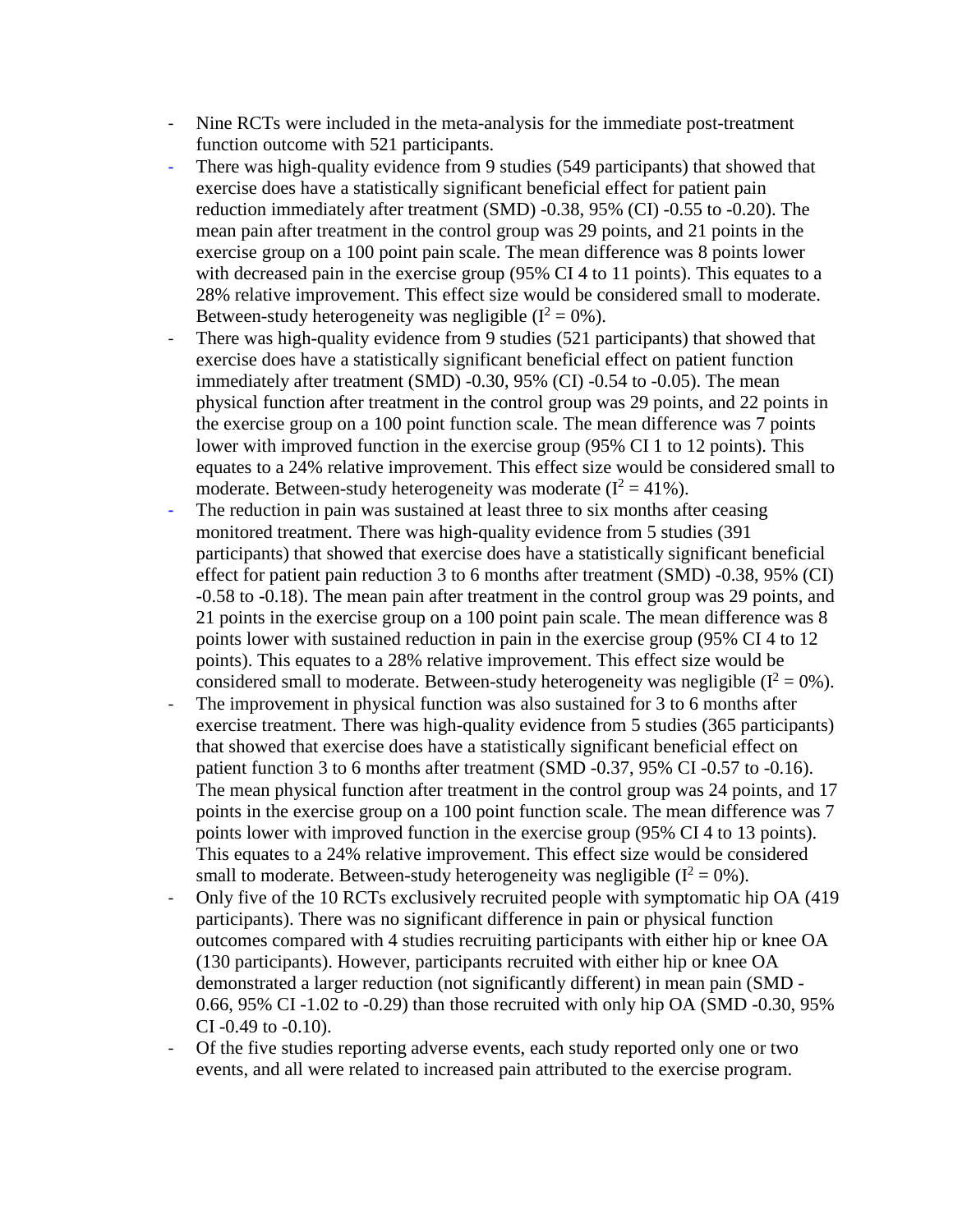- Nine RCTs were included in the meta-analysis for the immediate post-treatment function outcome with 521 participants.
- There was high-quality evidence from 9 studies (549 participants) that showed that exercise does have a statistically significant beneficial effect for patient pain reduction immediately after treatment (SMD) -0.38, 95% (CI) -0.55 to -0.20). The mean pain after treatment in the control group was 29 points, and 21 points in the exercise group on a 100 point pain scale. The mean difference was 8 points lower with decreased pain in the exercise group (95% CI 4 to 11 points). This equates to a 28% relative improvement. This effect size would be considered small to moderate. Between-study heterogeneity was negligible ($I^2 = 0\%$).
- There was high-quality evidence from 9 studies (521 participants) that showed that exercise does have a statistically significant beneficial effect on patient function immediately after treatment (SMD) -0.30, 95% (CI) -0.54 to -0.05). The mean physical function after treatment in the control group was 29 points, and 22 points in the exercise group on a 100 point function scale. The mean difference was 7 points lower with improved function in the exercise group (95% CI 1 to 12 points). This equates to a 24% relative improvement. This effect size would be considered small to moderate. Between-study heterogeneity was moderate ($I^2 = 41\%$).
- The reduction in pain was sustained at least three to six months after ceasing monitored treatment. There was high-quality evidence from 5 studies (391 participants) that showed that exercise does have a statistically significant beneficial effect for patient pain reduction 3 to 6 months after treatment (SMD) -0.38, 95% (CI) -0.58 to -0.18). The mean pain after treatment in the control group was 29 points, and 21 points in the exercise group on a 100 point pain scale. The mean difference was 8 points lower with sustained reduction in pain in the exercise group (95% CI 4 to 12 points). This equates to a 28% relative improvement. This effect size would be considered small to moderate. Between-study heterogeneity was negligible ($I^2 = 0\%$).
- The improvement in physical function was also sustained for 3 to 6 months after exercise treatment. There was high-quality evidence from 5 studies (365 participants) that showed that exercise does have a statistically significant beneficial effect on patient function 3 to 6 months after treatment (SMD -0.37, 95% CI -0.57 to -0.16). The mean physical function after treatment in the control group was 24 points, and 17 points in the exercise group on a 100 point function scale. The mean difference was 7 points lower with improved function in the exercise group (95% CI 4 to 13 points). This equates to a 24% relative improvement. This effect size would be considered small to moderate. Between-study heterogeneity was negligible ($I^2 = 0\%$).
- Only five of the 10 RCTs exclusively recruited people with symptomatic hip OA (419 participants). There was no significant difference in pain or physical function outcomes compared with 4 studies recruiting participants with either hip or knee OA (130 participants). However, participants recruited with either hip or knee OA demonstrated a larger reduction (not significantly different) in mean pain (SMD -0.66, 95% CI -1.02 to -0.29) than those recruited with only hip OA (SMD -0.30, 95% CI -0.49 to -0.10).
- Of the five studies reporting adverse events, each study reported only one or two events, and all were related to increased pain attributed to the exercise program.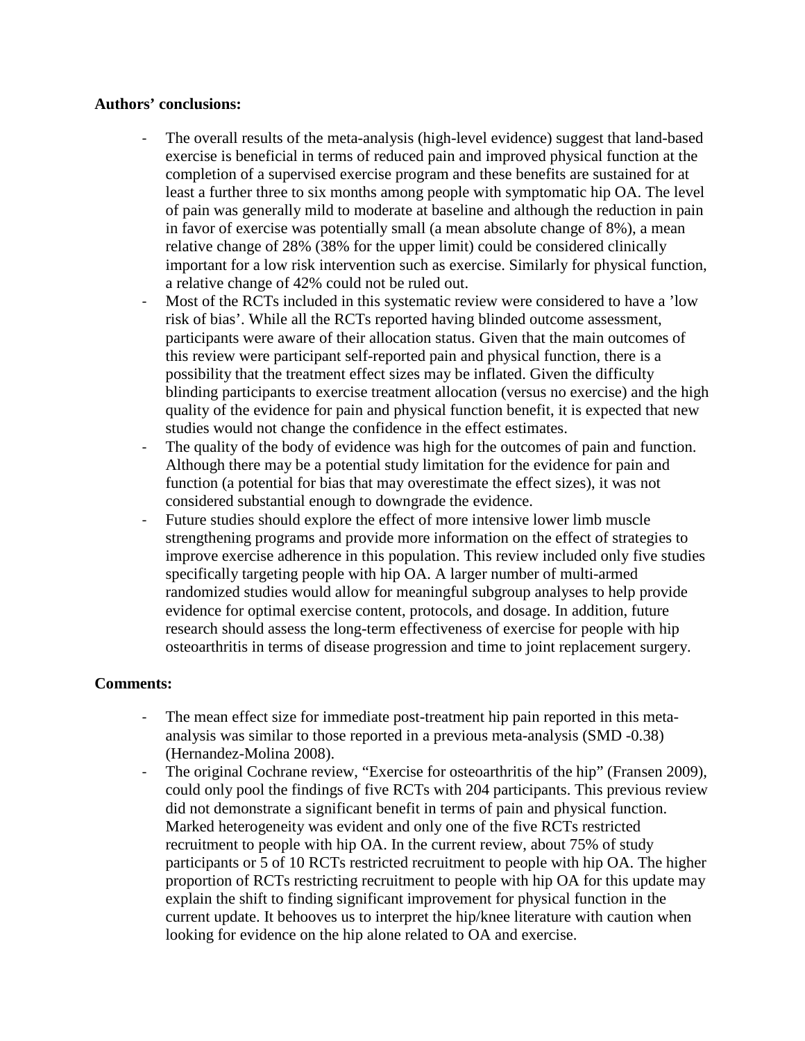**Authors' conclusions:**

- The overall results of the meta-analysis (high-level evidence) suggest that land-based exercise is beneficial in terms of reduced pain and improved physical function at the completion of a supervised exercise program and these benefits are sustained for at least a further three to six months among people with symptomatic hip OA. The level of pain was generally mild to moderate at baseline and although the reduction in pain in favor of exercise was potentially small (a mean absolute change of 8%), a mean relative change of 28% (38% for the upper limit) could be considered clinically important for a low risk intervention such as exercise. Similarly for physical function, a relative change of 42% could not be ruled out.
- Most of the RCTs included in this systematic review were considered to have a 'low risk of bias'. While all the RCTs reported having blinded outcome assessment, participants were aware of their allocation status. Given that the main outcomes of this review were participant self-reported pain and physical function, there is a possibility that the treatment effect sizes may be inflated. Given the difficulty blinding participants to exercise treatment allocation (versus no exercise) and the high quality of the evidence for pain and physical function benefit, it is expected that new studies would not change the confidence in the effect estimates.
- The quality of the body of evidence was high for the outcomes of pain and function. Although there may be a potential study limitation for the evidence for pain and function (a potential for bias that may overestimate the effect sizes), it was not considered substantial enough to downgrade the evidence.
- Future studies should explore the effect of more intensive lower limb muscle strengthening programs and provide more information on the effect of strategies to improve exercise adherence in this population. This review included only five studies specifically targeting people with hip OA. A larger number of multi-armed randomized studies would allow for meaningful subgroup analyses to help provide evidence for optimal exercise content, protocols, and dosage. In addition, future research should assess the long-term effectiveness of exercise for people with hip osteoarthritis in terms of disease progression and time to joint replacement surgery.

**Comments:**

- The mean effect size for immediate post-treatment hip pain reported in this meta-analysis was similar to those reported in a previous meta-analysis (SMD -0.38) (Hernandez-Molina 2008).
- The original Cochrane review, "Exercise for osteoarthritis of the hip" (Fransen 2009), could only pool the findings of five RCTs with 204 participants. This previous review did not demonstrate a significant benefit in terms of pain and physical function. Marked heterogeneity was evident and only one of the five RCTs restricted recruitment to people with hip OA. In the current review, about 75% of study participants or 5 of 10 RCTs restricted recruitment to people with hip OA. The higher proportion of RCTs restricting recruitment to people with hip OA for this update may explain the shift to finding significant improvement for physical function in the current update. It behooves us to interpret the hip/knee literature with caution when looking for evidence on the hip alone related to OA and exercise.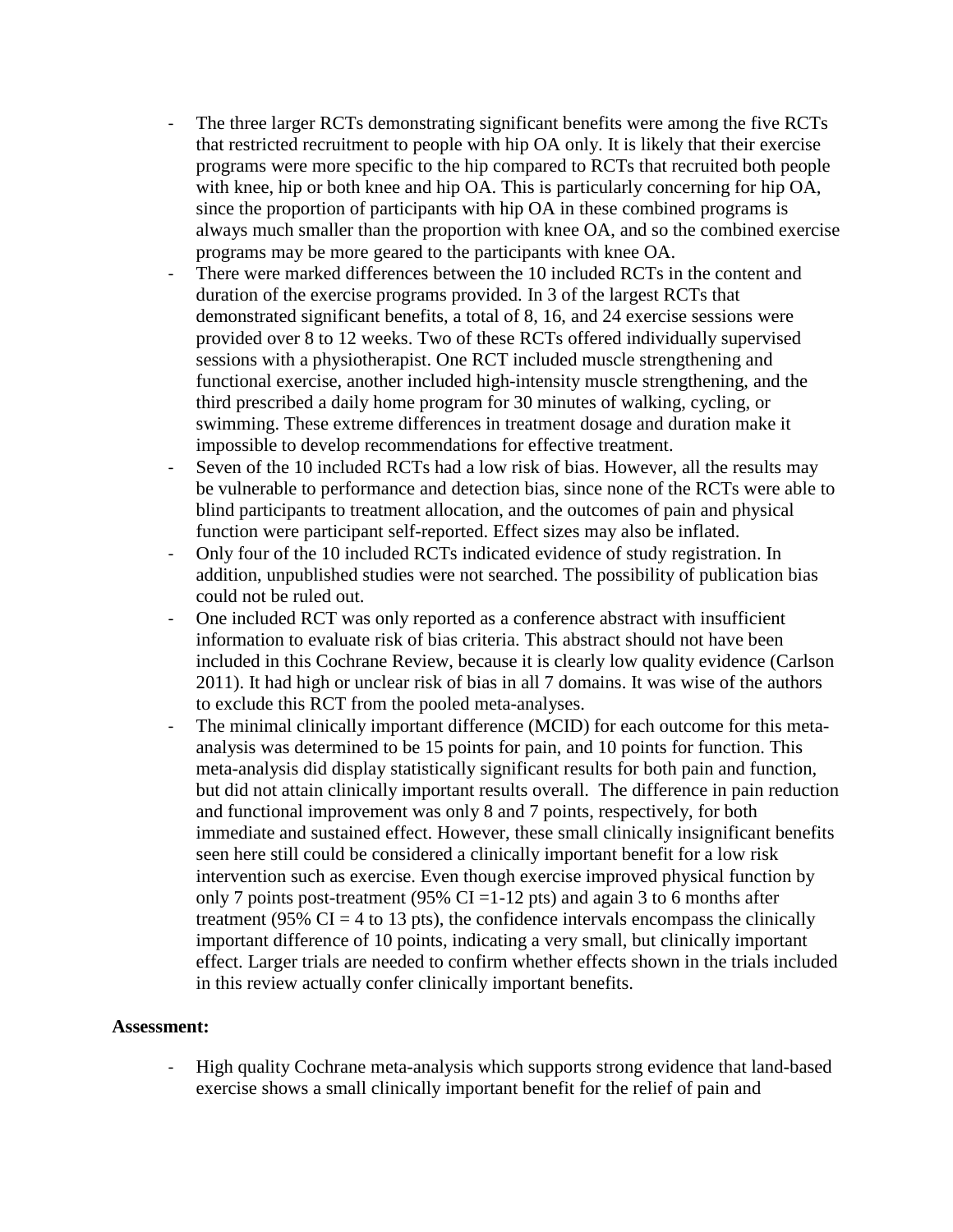- The three larger RCTs demonstrating significant benefits were among the five RCTs that restricted recruitment to people with hip OA only. It is likely that their exercise programs were more specific to the hip compared to RCTs that recruited both people with knee, hip or both knee and hip OA. This is particularly concerning for hip OA, since the proportion of participants with hip OA in these combined programs is always much smaller than the proportion with knee OA, and so the combined exercise programs may be more geared to the participants with knee OA.
- There were marked differences between the 10 included RCTs in the content and duration of the exercise programs provided. In 3 of the largest RCTs that demonstrated significant benefits, a total of 8, 16, and 24 exercise sessions were provided over 8 to 12 weeks. Two of these RCTs offered individually supervised sessions with a physiotherapist. One RCT included muscle strengthening and functional exercise, another included high-intensity muscle strengthening, and the third prescribed a daily home program for 30 minutes of walking, cycling, or swimming. These extreme differences in treatment dosage and duration make it impossible to develop recommendations for effective treatment.
- Seven of the 10 included RCTs had a low risk of bias. However, all the results may be vulnerable to performance and detection bias, since none of the RCTs were able to blind participants to treatment allocation, and the outcomes of pain and physical function were participant self-reported. Effect sizes may also be inflated.
- Only four of the 10 included RCTs indicated evidence of study registration. In addition, unpublished studies were not searched. The possibility of publication bias could not be ruled out.
- One included RCT was only reported as a conference abstract with insufficient information to evaluate risk of bias criteria. This abstract should not have been included in this Cochrane Review, because it is clearly low quality evidence (Carlson 2011). It had high or unclear risk of bias in all 7 domains. It was wise of the authors to exclude this RCT from the pooled meta-analyses.
- The minimal clinically important difference (MCID) for each outcome for this meta-analysis was determined to be 15 points for pain, and 10 points for function. This meta-analysis did display statistically significant results for both pain and function, but did not attain clinically important results overall. The difference in pain reduction and functional improvement was only 8 and 7 points, respectively, for both immediate and sustained effect. However, these small clinically insignificant benefits seen here still could be considered a clinically important benefit for a low risk intervention such as exercise. Even though exercise improved physical function by only 7 points post-treatment (95% CI =1-12 pts) and again 3 to 6 months after treatment (95% CI = 4 to 13 pts), the confidence intervals encompass the clinically important difference of 10 points, indicating a very small, but clinically important effect. Larger trials are needed to confirm whether effects shown in the trials included in this review actually confer clinically important benefits.

**Assessment:**

- High quality Cochrane meta-analysis which supports strong evidence that land-based exercise shows a small clinically important benefit for the relief of pain and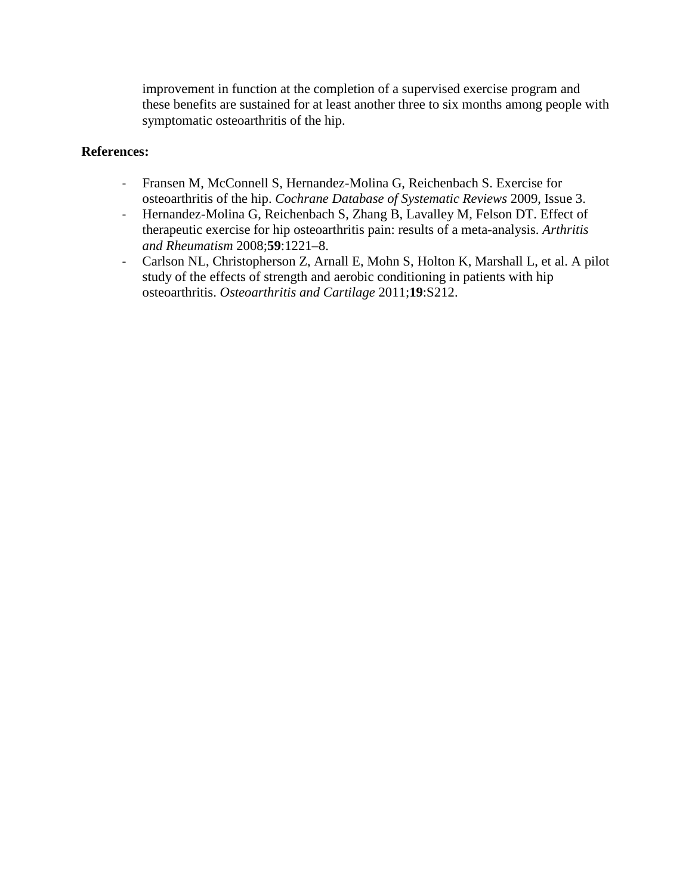improvement in function at the completion of a supervised exercise program and these benefits are sustained for at least another three to six months among people with symptomatic osteoarthritis of the hip.

**References:**

- Fransen M, McConnell S, Hernandez-Molina G, Reichenbach S. Exercise for osteoarthritis of the hip. *Cochrane Database of Systematic Reviews* 2009, Issue 3.
- Hernandez-Molina G, Reichenbach S, Zhang B, Lavalley M, Felson DT. Effect of therapeutic exercise for hip osteoarthritis pain: results of a meta-analysis. *Arthritis and Rheumatism* 2008;**59**:1221–8.
- Carlson NL, Christopherson Z, Arnall E, Mohn S, Holton K, Marshall L, et al. A pilot study of the effects of strength and aerobic conditioning in patients with hip osteoarthritis. *Osteoarthritis and Cartilage* 2011;**19**:S212.